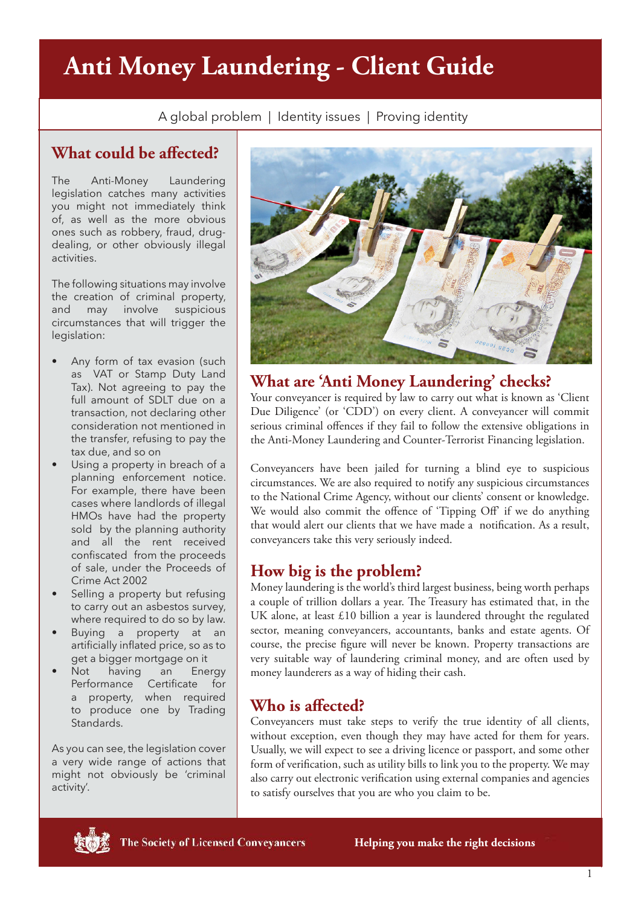// Page 1 of 2 — no images detected; text extracted only.
# Anti Money Laundering - Client Guide

A global problem | Identity issues | Proving identity

## What could be affected?

The Anti-Money Laundering legislation catches many activities you might not immediately think of, as well as the more obvious ones such as robbery, fraud, drug-dealing, or other obviously illegal activities.

The following situations may involve the creation of criminal property, and may involve suspicious circumstances that will trigger the legislation:

- Any form of tax evasion (such as VAT or Stamp Duty Land Tax). Not agreeing to pay the full amount of SDLT due on a transaction, not declaring other consideration not mentioned in the transfer, refusing to pay the tax due, and so on
- Using a property in breach of a planning enforcement notice. For example, there have been cases where landlords of illegal HMOs have had the property sold by the planning authority and all the rent received confiscated from the proceeds of sale, under the Proceeds of Crime Act 2002
- Selling a property but refusing to carry out an asbestos survey, where required to do so by law.
- Buying a property at an artificially inflated price, so as to get a bigger mortgage on it
- Not having an Energy Performance Certificate for a property, when required to produce one by Trading Standards.

As you can see, the legislation cover a very wide range of actions that might not obviously be 'criminal activity'.

## What are 'Anti Money Laundering' checks?

Your conveyancer is required by law to carry out what is known as 'Client Due Diligence' (or 'CDD') on every client. A conveyancer will commit serious criminal offences if they fail to follow the extensive obligations in the Anti-Money Laundering and Counter-Terrorist Financing legislation.

Conveyancers have been jailed for turning a blind eye to suspicious circumstances. We are also required to notify any suspicious circumstances to the National Crime Agency, without our clients' consent or knowledge. We would also commit the offence of 'Tipping Off' if we do anything that would alert our clients that we have made a notification. As a result, conveyancers take this very seriously indeed.

## How big is the problem?

Money laundering is the world's third largest business, being worth perhaps a couple of trillion dollars a year. The Treasury has estimated that, in the UK alone, at least £10 billion a year is laundered throught the regulated sector, meaning conveyancers, accountants, banks and estate agents. Of course, the precise figure will never be known. Property transactions are very suitable way of laundering criminal money, and are often used by money launderers as a way of hiding their cash.

## Who is affected?

Conveyancers must take steps to verify the true identity of all clients, without exception, even though they may have acted for them for years. Usually, we will expect to see a driving licence or passport, and some other form of verification, such as utility bills to link you to the property. We may also carry out electronic verification using external companies and agencies to satisfy ourselves that you are who you claim to be.

The Society of Licensed Conveyancers

Helping you make the right decisions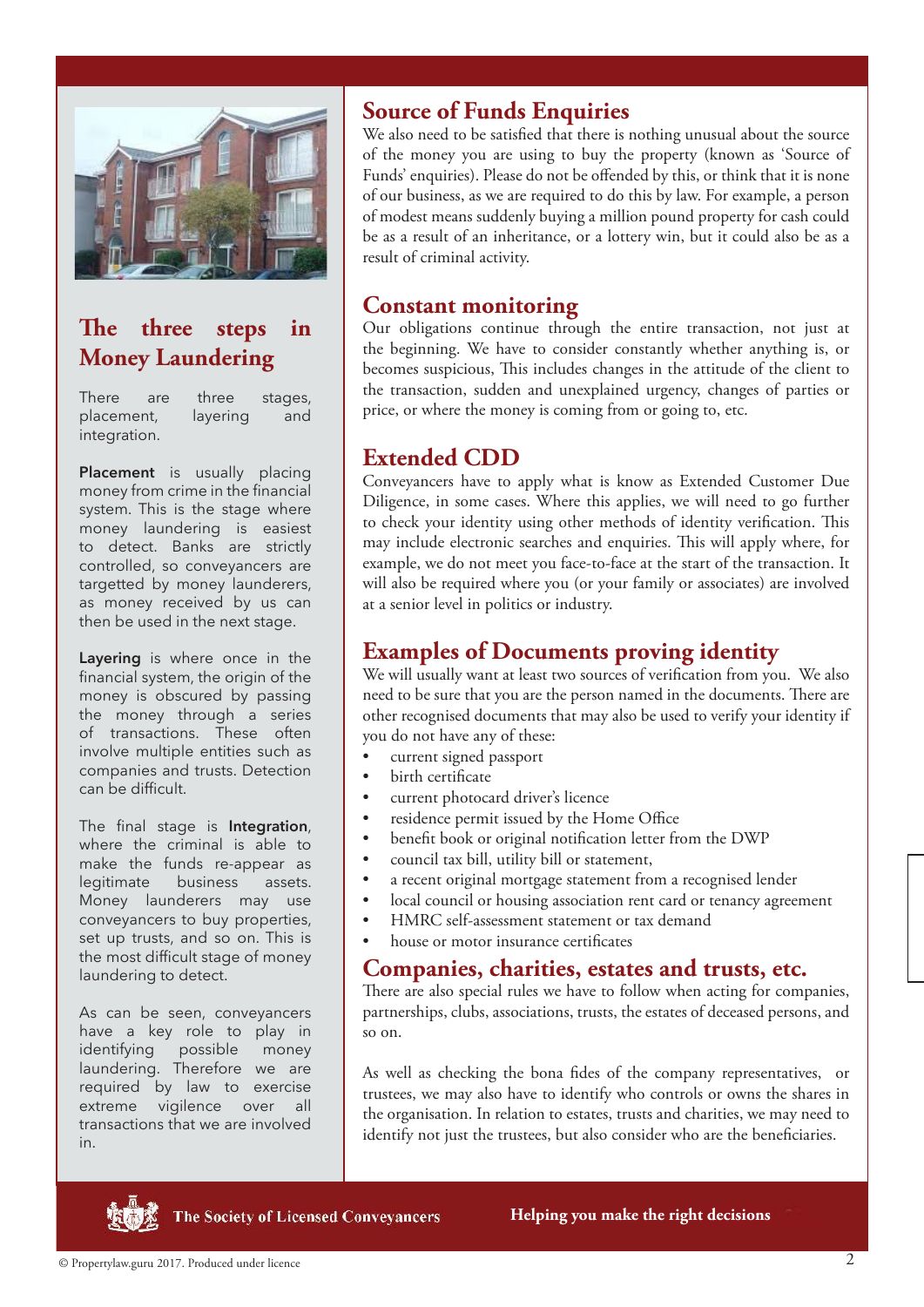## The three steps in Money Laundering

There are three stages, placement, layering and integration.

**Placement** is usually placing money from crime in the financial system. This is the stage where money laundering is easiest to detect. Banks are strictly controlled, so conveyancers are targetted by money launderers, as money received by us can then be used in the next stage.

**Layering** is where once in the financial system, the origin of the money is obscured by passing the money through a series of transactions. These often involve multiple entities such as companies and trusts. Detection can be difficult.

The final stage is **Integration**, where the criminal is able to make the funds re-appear as legitimate business assets. Money launderers may use conveyancers to buy properties, set up trusts, and so on. This is the most difficult stage of money laundering to detect.

As can be seen, conveyancers have a key role to play in identifying possible money laundering. Therefore we are required by law to exercise extreme vigilence over all transactions that we are involved in.

## Source of Funds Enquiries

We also need to be satisfied that there is nothing unusual about the source of the money you are using to buy the property (known as 'Source of Funds' enquiries). Please do not be offended by this, or think that it is none of our business, as we are required to do this by law. For example, a person of modest means suddenly buying a million pound property for cash could be as a result of an inheritance, or a lottery win, but it could also be as a result of criminal activity.

## Constant monitoring

Our obligations continue through the entire transaction, not just at the beginning. We have to consider constantly whether anything is, or becomes suspicious, This includes changes in the attitude of the client to the transaction, sudden and unexplained urgency, changes of parties or price, or where the money is coming from or going to, etc.

## Extended CDD

Conveyancers have to apply what is know as Extended Customer Due Diligence, in some cases. Where this applies, we will need to go further to check your identity using other methods of identity verification. This may include electronic searches and enquiries. This will apply where, for example, we do not meet you face-to-face at the start of the transaction. It will also be required where you (or your family or associates) are involved at a senior level in politics or industry.

## Examples of Documents proving identity

We will usually want at least two sources of verification from you. We also need to be sure that you are the person named in the documents. There are other recognised documents that may also be used to verify your identity if you do not have any of these:

- current signed passport
- birth certificate
- current photocard driver's licence
- residence permit issued by the Home Office
- benefit book or original notification letter from the DWP
- council tax bill, utility bill or statement,
- a recent original mortgage statement from a recognised lender
- local council or housing association rent card or tenancy agreement
- HMRC self-assessment statement or tax demand
- house or motor insurance certificates

## Companies, charities, estates and trusts, etc.

There are also special rules we have to follow when acting for companies, partnerships, clubs, associations, trusts, the estates of deceased persons, and so on.

As well as checking the bona fides of the company representatives, or trustees, we may also have to identify who controls or owns the shares in the organisation. In relation to estates, trusts and charities, we may need to identify not just the trustees, but also consider who are the beneficiaries.

The Society of Licensed Conveyancers

Helping you make the right decisions

© Propertylaw.guru 2017. Produced under licence